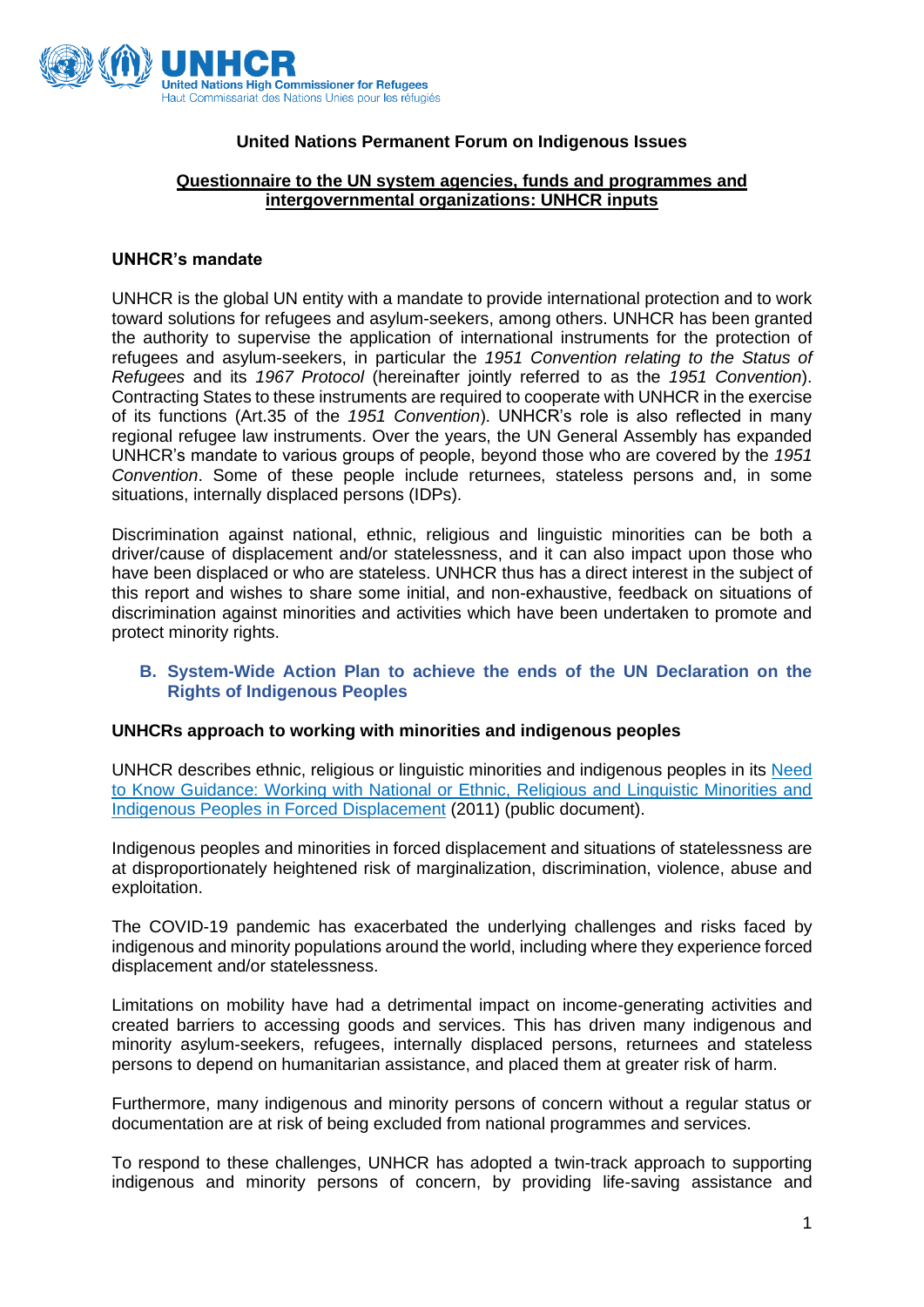**United Nations Permanent Forum on Indigenous Issues**

**Questionnaire to the UN system agencies, funds and programmes and intergovernmental organizations: UNHCR inputs**

**UNHCR's mandate**

UNHCR is the global UN entity with a mandate to provide international protection and to work toward solutions for refugees and asylum-seekers, among others. UNHCR has been granted the authority to supervise the application of international instruments for the protection of refugees and asylum-seekers, in particular the *1951 Convention relating to the Status of Refugees* and its *1967 Protocol* (hereinafter jointly referred to as the *1951 Convention*). Contracting States to these instruments are required to cooperate with UNHCR in the exercise of its functions (Art.35 of the *1951 Convention*). UNHCR's role is also reflected in many regional refugee law instruments. Over the years, the UN General Assembly has expanded UNHCR's mandate to various groups of people, beyond those who are covered by the *1951 Convention*. Some of these people include returnees, stateless persons and, in some situations, internally displaced persons (IDPs).

Discrimination against national, ethnic, religious and linguistic minorities can be both a driver/cause of displacement and/or statelessness, and it can also impact upon those who have been displaced or who are stateless. UNHCR thus has a direct interest in the subject of this report and wishes to share some initial, and non-exhaustive, feedback on situations of discrimination against minorities and activities which have been undertaken to promote and protect minority rights.

## B. System-Wide Action Plan to achieve the ends of the UN Declaration on the Rights of Indigenous Peoples

**UNHCRs approach to working with minorities and indigenous peoples**

UNHCR describes ethnic, religious or linguistic minorities and indigenous peoples in its Need to Know Guidance: Working with National or Ethnic, Religious and Linguistic Minorities and Indigenous Peoples in Forced Displacement (2011) (public document).

Indigenous peoples and minorities in forced displacement and situations of statelessness are at disproportionately heightened risk of marginalization, discrimination, violence, abuse and exploitation.

The COVID-19 pandemic has exacerbated the underlying challenges and risks faced by indigenous and minority populations around the world, including where they experience forced displacement and/or statelessness.

Limitations on mobility have had a detrimental impact on income-generating activities and created barriers to accessing goods and services. This has driven many indigenous and minority asylum-seekers, refugees, internally displaced persons, returnees and stateless persons to depend on humanitarian assistance, and placed them at greater risk of harm.

Furthermore, many indigenous and minority persons of concern without a regular status or documentation are at risk of being excluded from national programmes and services.

To respond to these challenges, UNHCR has adopted a twin-track approach to supporting indigenous and minority persons of concern, by providing life-saving assistance and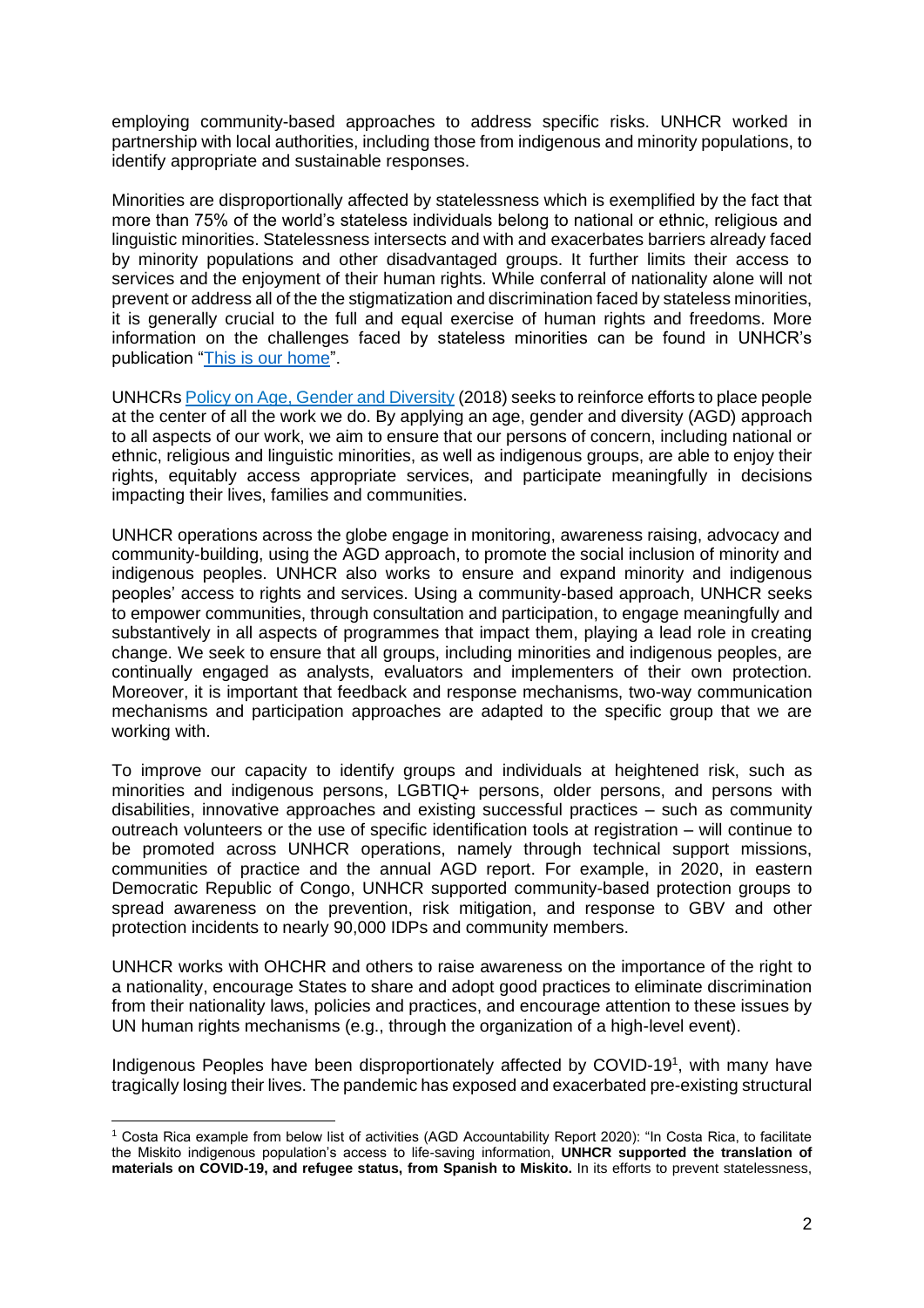employing community-based approaches to address specific risks. UNHCR worked in partnership with local authorities, including those from indigenous and minority populations, to identify appropriate and sustainable responses.

Minorities are disproportionally affected by statelessness which is exemplified by the fact that more than 75% of the world's stateless individuals belong to national or ethnic, religious and linguistic minorities. Statelessness intersects and with and exacerbates barriers already faced by minority populations and other disadvantaged groups. It further limits their access to services and the enjoyment of their human rights. While conferral of nationality alone will not prevent or address all of the the stigmatization and discrimination faced by stateless minorities, it is generally crucial to the full and equal exercise of human rights and freedoms. More information on the challenges faced by stateless minorities can be found in UNHCR's publication "This is our home".

UNHCRs Policy on Age, Gender and Diversity (2018) seeks to reinforce efforts to place people at the center of all the work we do. By applying an age, gender and diversity (AGD) approach to all aspects of our work, we aim to ensure that our persons of concern, including national or ethnic, religious and linguistic minorities, as well as indigenous groups, are able to enjoy their rights, equitably access appropriate services, and participate meaningfully in decisions impacting their lives, families and communities.

UNHCR operations across the globe engage in monitoring, awareness raising, advocacy and community-building, using the AGD approach, to promote the social inclusion of minority and indigenous peoples. UNHCR also works to ensure and expand minority and indigenous peoples' access to rights and services. Using a community-based approach, UNHCR seeks to empower communities, through consultation and participation, to engage meaningfully and substantively in all aspects of programmes that impact them, playing a lead role in creating change. We seek to ensure that all groups, including minorities and indigenous peoples, are continually engaged as analysts, evaluators and implementers of their own protection. Moreover, it is important that feedback and response mechanisms, two-way communication mechanisms and participation approaches are adapted to the specific group that we are working with.

To improve our capacity to identify groups and individuals at heightened risk, such as minorities and indigenous persons, LGBTIQ+ persons, older persons, and persons with disabilities, innovative approaches and existing successful practices – such as community outreach volunteers or the use of specific identification tools at registration – will continue to be promoted across UNHCR operations, namely through technical support missions, communities of practice and the annual AGD report. For example, in 2020, in eastern Democratic Republic of Congo, UNHCR supported community-based protection groups to spread awareness on the prevention, risk mitigation, and response to GBV and other protection incidents to nearly 90,000 IDPs and community members.

UNHCR works with OHCHR and others to raise awareness on the importance of the right to a nationality, encourage States to share and adopt good practices to eliminate discrimination from their nationality laws, policies and practices, and encourage attention to these issues by UN human rights mechanisms (e.g., through the organization of a high-level event).

Indigenous Peoples have been disproportionately affected by COVID-19[1], with many have tragically losing their lives. The pandemic has exposed and exacerbated pre-existing structural

---

[1] Costa Rica example from below list of activities (AGD Accountability Report 2020): "In Costa Rica, to facilitate the Miskito indigenous population's access to life-saving information, **UNHCR supported the translation of materials on COVID-19, and refugee status, from Spanish to Miskito.** In its efforts to prevent statelessness,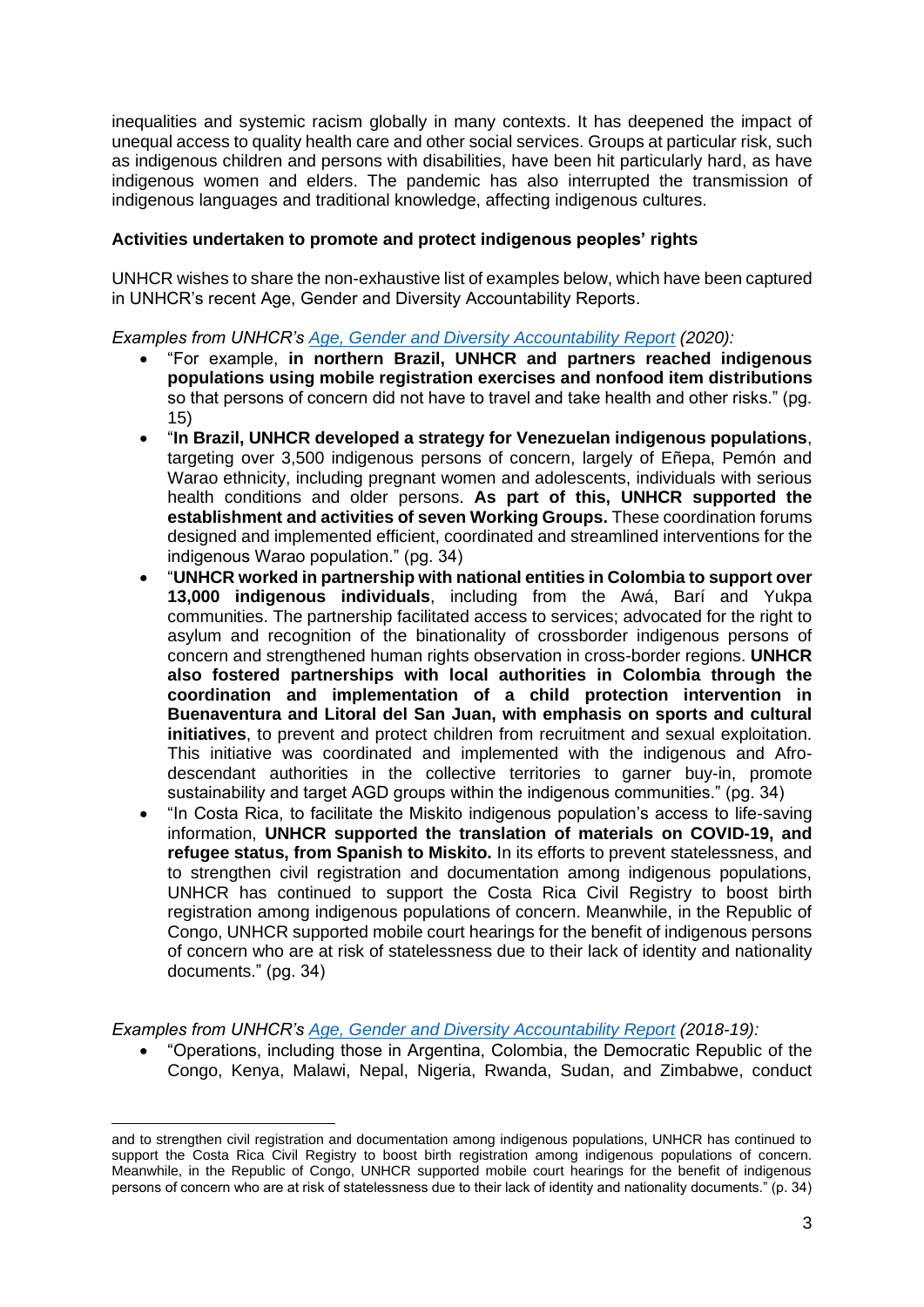inequalities and systemic racism globally in many contexts. It has deepened the impact of unequal access to quality health care and other social services. Groups at particular risk, such as indigenous children and persons with disabilities, have been hit particularly hard, as have indigenous women and elders. The pandemic has also interrupted the transmission of indigenous languages and traditional knowledge, affecting indigenous cultures.

**Activities undertaken to promote and protect indigenous peoples' rights**

UNHCR wishes to share the non-exhaustive list of examples below, which have been captured in UNHCR's recent Age, Gender and Diversity Accountability Reports.

*Examples from UNHCR's [Age, Gender and Diversity Accountability Report](#) (2020):*

- "For example, **in northern Brazil, UNHCR and partners reached indigenous populations using mobile registration exercises and nonfood item distributions** so that persons of concern did not have to travel and take health and other risks." (pg. 15)
- "**In Brazil, UNHCR developed a strategy for Venezuelan indigenous populations**, targeting over 3,500 indigenous persons of concern, largely of Eñepa, Pemón and Warao ethnicity, including pregnant women and adolescents, individuals with serious health conditions and older persons. **As part of this, UNHCR supported the establishment and activities of seven Working Groups.** These coordination forums designed and implemented efficient, coordinated and streamlined interventions for the indigenous Warao population." (pg. 34)
- "**UNHCR worked in partnership with national entities in Colombia to support over 13,000 indigenous individuals**, including from the Awá, Barí and Yukpa communities. The partnership facilitated access to services; advocated for the right to asylum and recognition of the binationality of crossborder indigenous persons of concern and strengthened human rights observation in cross-border regions. **UNHCR also fostered partnerships with local authorities in Colombia through the coordination and implementation of a child protection intervention in Buenaventura and Litoral del San Juan, with emphasis on sports and cultural initiatives**, to prevent and protect children from recruitment and sexual exploitation. This initiative was coordinated and implemented with the indigenous and Afro-descendant authorities in the collective territories to garner buy-in, promote sustainability and target AGD groups within the indigenous communities." (pg. 34)
- "In Costa Rica, to facilitate the Miskito indigenous population's access to life-saving information, **UNHCR supported the translation of materials on COVID-19, and refugee status, from Spanish to Miskito.** In its efforts to prevent statelessness, and to strengthen civil registration and documentation among indigenous populations, UNHCR has continued to support the Costa Rica Civil Registry to boost birth registration among indigenous populations of concern. Meanwhile, in the Republic of Congo, UNHCR supported mobile court hearings for the benefit of indigenous persons of concern who are at risk of statelessness due to their lack of identity and nationality documents." (pg. 34)

*Examples from UNHCR's [Age, Gender and Diversity Accountability Report](#) (2018-19):*

- "Operations, including those in Argentina, Colombia, the Democratic Republic of the Congo, Kenya, Malawi, Nepal, Nigeria, Rwanda, Sudan, and Zimbabwe, conduct

---

and to strengthen civil registration and documentation among indigenous populations, UNHCR has continued to support the Costa Rica Civil Registry to boost birth registration among indigenous populations of concern. Meanwhile, in the Republic of Congo, UNHCR supported mobile court hearings for the benefit of indigenous persons of concern who are at risk of statelessness due to their lack of identity and nationality documents." (p. 34)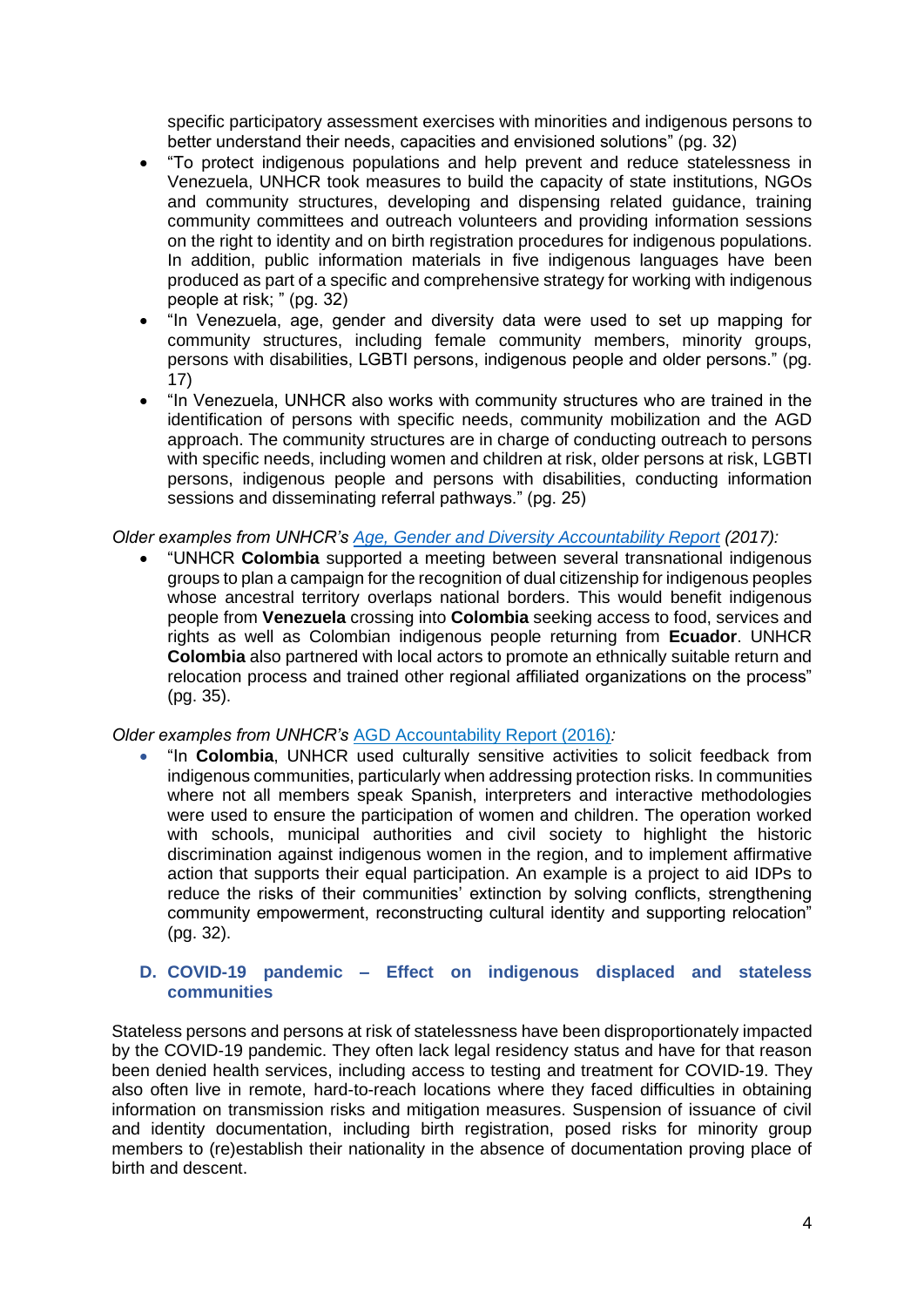specific participatory assessment exercises with minorities and indigenous persons to better understand their needs, capacities and envisioned solutions" (pg. 32)

- "To protect indigenous populations and help prevent and reduce statelessness in Venezuela, UNHCR took measures to build the capacity of state institutions, NGOs and community structures, developing and dispensing related guidance, training community committees and outreach volunteers and providing information sessions on the right to identity and on birth registration procedures for indigenous populations. In addition, public information materials in five indigenous languages have been produced as part of a specific and comprehensive strategy for working with indigenous people at risk; " (pg. 32)
- "In Venezuela, age, gender and diversity data were used to set up mapping for community structures, including female community members, minority groups, persons with disabilities, LGBTI persons, indigenous people and older persons." (pg. 17)
- "In Venezuela, UNHCR also works with community structures who are trained in the identification of persons with specific needs, community mobilization and the AGD approach. The community structures are in charge of conducting outreach to persons with specific needs, including women and children at risk, older persons at risk, LGBTI persons, indigenous people and persons with disabilities, conducting information sessions and disseminating referral pathways." (pg. 25)

*Older examples from UNHCR's [Age, Gender and Diversity Accountability Report](#) (2017):*

- "UNHCR **Colombia** supported a meeting between several transnational indigenous groups to plan a campaign for the recognition of dual citizenship for indigenous peoples whose ancestral territory overlaps national borders. This would benefit indigenous people from **Venezuela** crossing into **Colombia** seeking access to food, services and rights as well as Colombian indigenous people returning from **Ecuador**. UNHCR **Colombia** also partnered with local actors to promote an ethnically suitable return and relocation process and trained other regional affiliated organizations on the process" (pg. 35).

*Older examples from UNHCR's* [AGD Accountability Report (2016)](#)*:*

- "In **Colombia**, UNHCR used culturally sensitive activities to solicit feedback from indigenous communities, particularly when addressing protection risks. In communities where not all members speak Spanish, interpreters and interactive methodologies were used to ensure the participation of women and children. The operation worked with schools, municipal authorities and civil society to highlight the historic discrimination against indigenous women in the region, and to implement affirmative action that supports their equal participation. An example is a project to aid IDPs to reduce the risks of their communities' extinction by solving conflicts, strengthening community empowerment, reconstructing cultural identity and supporting relocation" (pg. 32).

## D. COVID-19 pandemic – Effect on indigenous displaced and stateless communities

Stateless persons and persons at risk of statelessness have been disproportionately impacted by the COVID-19 pandemic. They often lack legal residency status and have for that reason been denied health services, including access to testing and treatment for COVID-19. They also often live in remote, hard-to-reach locations where they faced difficulties in obtaining information on transmission risks and mitigation measures. Suspension of issuance of civil and identity documentation, including birth registration, posed risks for minority group members to (re)establish their nationality in the absence of documentation proving place of birth and descent.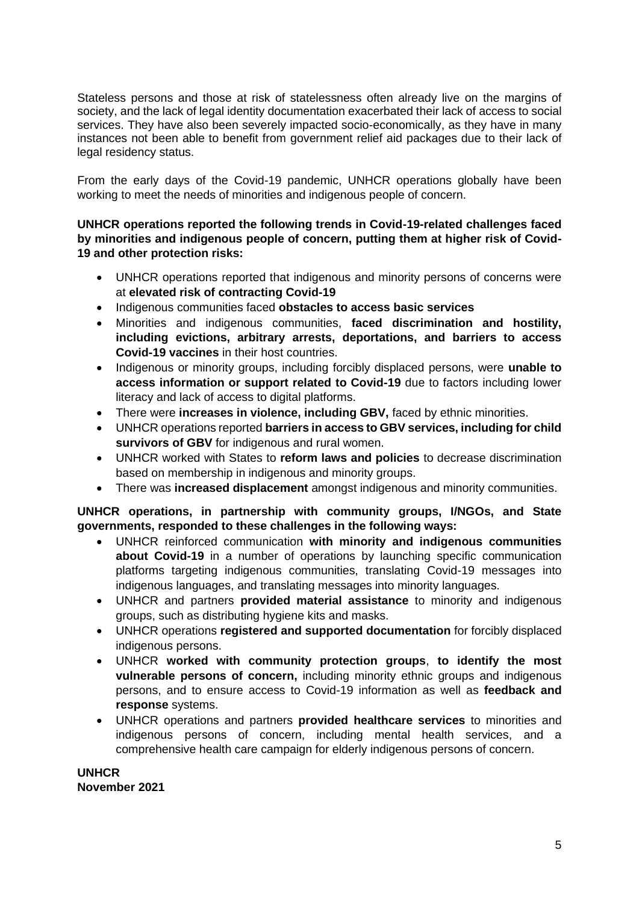Stateless persons and those at risk of statelessness often already live on the margins of society, and the lack of legal identity documentation exacerbated their lack of access to social services. They have also been severely impacted socio-economically, as they have in many instances not been able to benefit from government relief aid packages due to their lack of legal residency status.

From the early days of the Covid-19 pandemic, UNHCR operations globally have been working to meet the needs of minorities and indigenous people of concern.

**UNHCR operations reported the following trends in Covid-19-related challenges faced by minorities and indigenous people of concern, putting them at higher risk of Covid-19 and other protection risks:**

- UNHCR operations reported that indigenous and minority persons of concerns were at **elevated risk of contracting Covid-19**
- Indigenous communities faced **obstacles to access basic services**
- Minorities and indigenous communities, **faced discrimination and hostility, including evictions, arbitrary arrests, deportations, and barriers to access Covid-19 vaccines** in their host countries.
- Indigenous or minority groups, including forcibly displaced persons, were **unable to access information or support related to Covid-19** due to factors including lower literacy and lack of access to digital platforms.
- There were **increases in violence, including GBV,** faced by ethnic minorities.
- UNHCR operations reported **barriers in access to GBV services, including for child survivors of GBV** for indigenous and rural women.
- UNHCR worked with States to **reform laws and policies** to decrease discrimination based on membership in indigenous and minority groups.
- There was **increased displacement** amongst indigenous and minority communities.

**UNHCR operations, in partnership with community groups, I/NGOs, and State governments, responded to these challenges in the following ways:**

- UNHCR reinforced communication **with minority and indigenous communities about Covid-19** in a number of operations by launching specific communication platforms targeting indigenous communities, translating Covid-19 messages into indigenous languages, and translating messages into minority languages.
- UNHCR and partners **provided material assistance** to minority and indigenous groups, such as distributing hygiene kits and masks.
- UNHCR operations **registered and supported documentation** for forcibly displaced indigenous persons.
- UNHCR **worked with community protection groups**, **to identify the most vulnerable persons of concern,** including minority ethnic groups and indigenous persons, and to ensure access to Covid-19 information as well as **feedback and response** systems.
- UNHCR operations and partners **provided healthcare services** to minorities and indigenous persons of concern, including mental health services, and a comprehensive health care campaign for elderly indigenous persons of concern.

**UNHCR**
**November 2021**